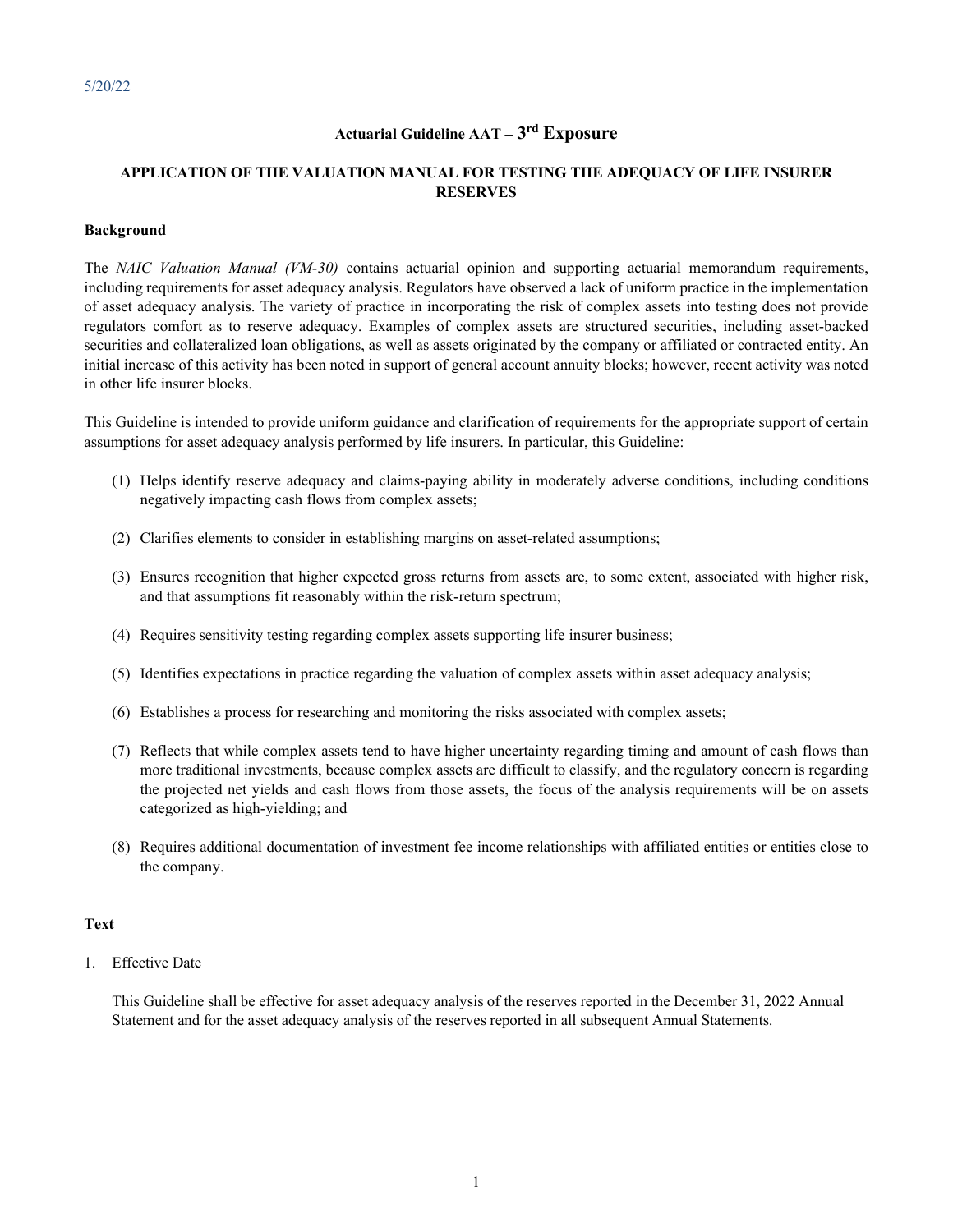5/20/22

# Actuarial Guideline AAT – 3rd Exposure

## APPLICATION OF THE VALUATION MANUAL FOR TESTING THE ADEQUACY OF LIFE INSURER RESERVES

**Background**

The *NAIC Valuation Manual (VM-30)* contains actuarial opinion and supporting actuarial memorandum requirements, including requirements for asset adequacy analysis. Regulators have observed a lack of uniform practice in the implementation of asset adequacy analysis. The variety of practice in incorporating the risk of complex assets into testing does not provide regulators comfort as to reserve adequacy. Examples of complex assets are structured securities, including asset-backed securities and collateralized loan obligations, as well as assets originated by the company or affiliated or contracted entity. An initial increase of this activity has been noted in support of general account annuity blocks; however, recent activity was noted in other life insurer blocks.

This Guideline is intended to provide uniform guidance and clarification of requirements for the appropriate support of certain assumptions for asset adequacy analysis performed by life insurers. In particular, this Guideline:

(1) Helps identify reserve adequacy and claims-paying ability in moderately adverse conditions, including conditions negatively impacting cash flows from complex assets;

(2) Clarifies elements to consider in establishing margins on asset-related assumptions;

(3) Ensures recognition that higher expected gross returns from assets are, to some extent, associated with higher risk, and that assumptions fit reasonably within the risk-return spectrum;

(4) Requires sensitivity testing regarding complex assets supporting life insurer business;

(5) Identifies expectations in practice regarding the valuation of complex assets within asset adequacy analysis;

(6) Establishes a process for researching and monitoring the risks associated with complex assets;

(7) Reflects that while complex assets tend to have higher uncertainty regarding timing and amount of cash flows than more traditional investments, because complex assets are difficult to classify, and the regulatory concern is regarding the projected net yields and cash flows from those assets, the focus of the analysis requirements will be on assets categorized as high-yielding; and

(8) Requires additional documentation of investment fee income relationships with affiliated entities or entities close to the company.

**Text**

1. Effective Date

   This Guideline shall be effective for asset adequacy analysis of the reserves reported in the December 31, 2022 Annual Statement and for the asset adequacy analysis of the reserves reported in all subsequent Annual Statements.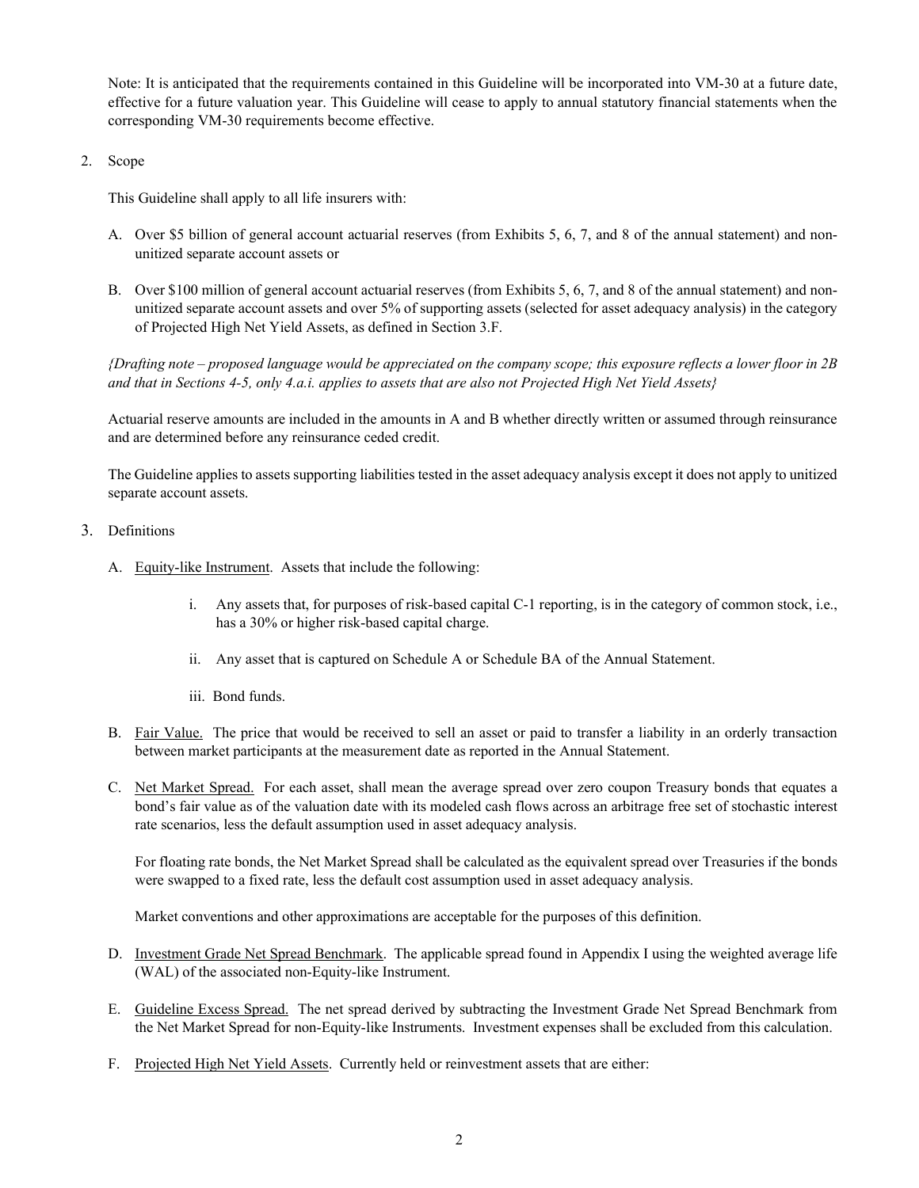Note: It is anticipated that the requirements contained in this Guideline will be incorporated into VM-30 at a future date, effective for a future valuation year. This Guideline will cease to apply to annual statutory financial statements when the corresponding VM-30 requirements become effective.

2. Scope

This Guideline shall apply to all life insurers with:

A. Over $5 billion of general account actuarial reserves (from Exhibits 5, 6, 7, and 8 of the annual statement) and non-unitized separate account assets or

B. Over $100 million of general account actuarial reserves (from Exhibits 5, 6, 7, and 8 of the annual statement) and non-unitized separate account assets and over 5% of supporting assets (selected for asset adequacy analysis) in the category of Projected High Net Yield Assets, as defined in Section 3.F.

*{Drafting note – proposed language would be appreciated on the company scope; this exposure reflects a lower floor in 2B and that in Sections 4-5, only 4.a.i. applies to assets that are also not Projected High Net Yield Assets}*

Actuarial reserve amounts are included in the amounts in A and B whether directly written or assumed through reinsurance and are determined before any reinsurance ceded credit.

The Guideline applies to assets supporting liabilities tested in the asset adequacy analysis except it does not apply to unitized separate account assets.

3. Definitions

A. Equity-like Instrument. Assets that include the following:

   i. Any assets that, for purposes of risk-based capital C-1 reporting, is in the category of common stock, i.e., has a 30% or higher risk-based capital charge.

   ii. Any asset that is captured on Schedule A or Schedule BA of the Annual Statement.

   iii. Bond funds.

B. Fair Value. The price that would be received to sell an asset or paid to transfer a liability in an orderly transaction between market participants at the measurement date as reported in the Annual Statement.

C. Net Market Spread. For each asset, shall mean the average spread over zero coupon Treasury bonds that equates a bond's fair value as of the valuation date with its modeled cash flows across an arbitrage free set of stochastic interest rate scenarios, less the default assumption used in asset adequacy analysis.

   For floating rate bonds, the Net Market Spread shall be calculated as the equivalent spread over Treasuries if the bonds were swapped to a fixed rate, less the default cost assumption used in asset adequacy analysis.

   Market conventions and other approximations are acceptable for the purposes of this definition.

D. Investment Grade Net Spread Benchmark. The applicable spread found in Appendix I using the weighted average life (WAL) of the associated non-Equity-like Instrument.

E. Guideline Excess Spread. The net spread derived by subtracting the Investment Grade Net Spread Benchmark from the Net Market Spread for non-Equity-like Instruments. Investment expenses shall be excluded from this calculation.

F. Projected High Net Yield Assets. Currently held or reinvestment assets that are either: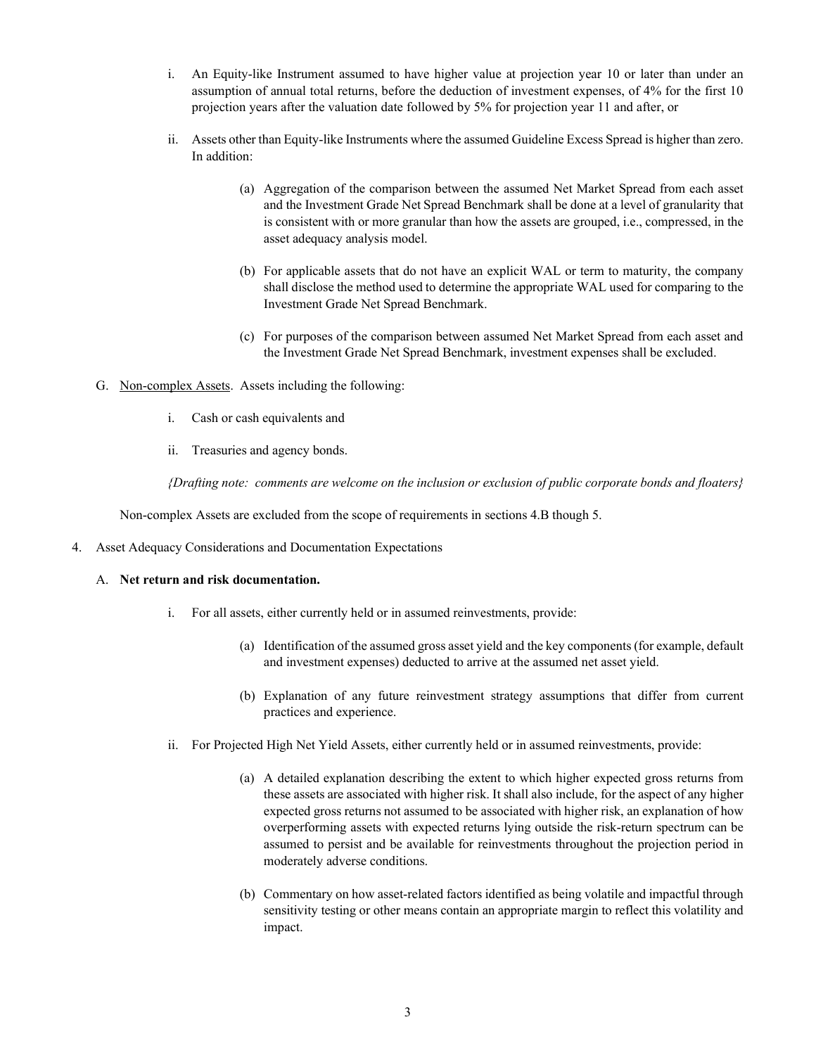i. An Equity-like Instrument assumed to have higher value at projection year 10 or later than under an assumption of annual total returns, before the deduction of investment expenses, of 4% for the first 10 projection years after the valuation date followed by 5% for projection year 11 and after, or

ii. Assets other than Equity-like Instruments where the assumed Guideline Excess Spread is higher than zero. In addition:

   (a) Aggregation of the comparison between the assumed Net Market Spread from each asset and the Investment Grade Net Spread Benchmark shall be done at a level of granularity that is consistent with or more granular than how the assets are grouped, i.e., compressed, in the asset adequacy analysis model.

   (b) For applicable assets that do not have an explicit WAL or term to maturity, the company shall disclose the method used to determine the appropriate WAL used for comparing to the Investment Grade Net Spread Benchmark.

   (c) For purposes of the comparison between assumed Net Market Spread from each asset and the Investment Grade Net Spread Benchmark, investment expenses shall be excluded.

G. Non-complex Assets. Assets including the following:

   i. Cash or cash equivalents and

   ii. Treasuries and agency bonds.

   *{Drafting note: comments are welcome on the inclusion or exclusion of public corporate bonds and floaters}*

   Non-complex Assets are excluded from the scope of requirements in sections 4.B though 5.

4. Asset Adequacy Considerations and Documentation Expectations

   A. **Net return and risk documentation.**

   i. For all assets, either currently held or in assumed reinvestments, provide:

      (a) Identification of the assumed gross asset yield and the key components (for example, default and investment expenses) deducted to arrive at the assumed net asset yield.

      (b) Explanation of any future reinvestment strategy assumptions that differ from current practices and experience.

   ii. For Projected High Net Yield Assets, either currently held or in assumed reinvestments, provide:

      (a) A detailed explanation describing the extent to which higher expected gross returns from these assets are associated with higher risk. It shall also include, for the aspect of any higher expected gross returns not assumed to be associated with higher risk, an explanation of how overperforming assets with expected returns lying outside the risk-return spectrum can be assumed to persist and be available for reinvestments throughout the projection period in moderately adverse conditions.

      (b) Commentary on how asset-related factors identified as being volatile and impactful through sensitivity testing or other means contain an appropriate margin to reflect this volatility and impact.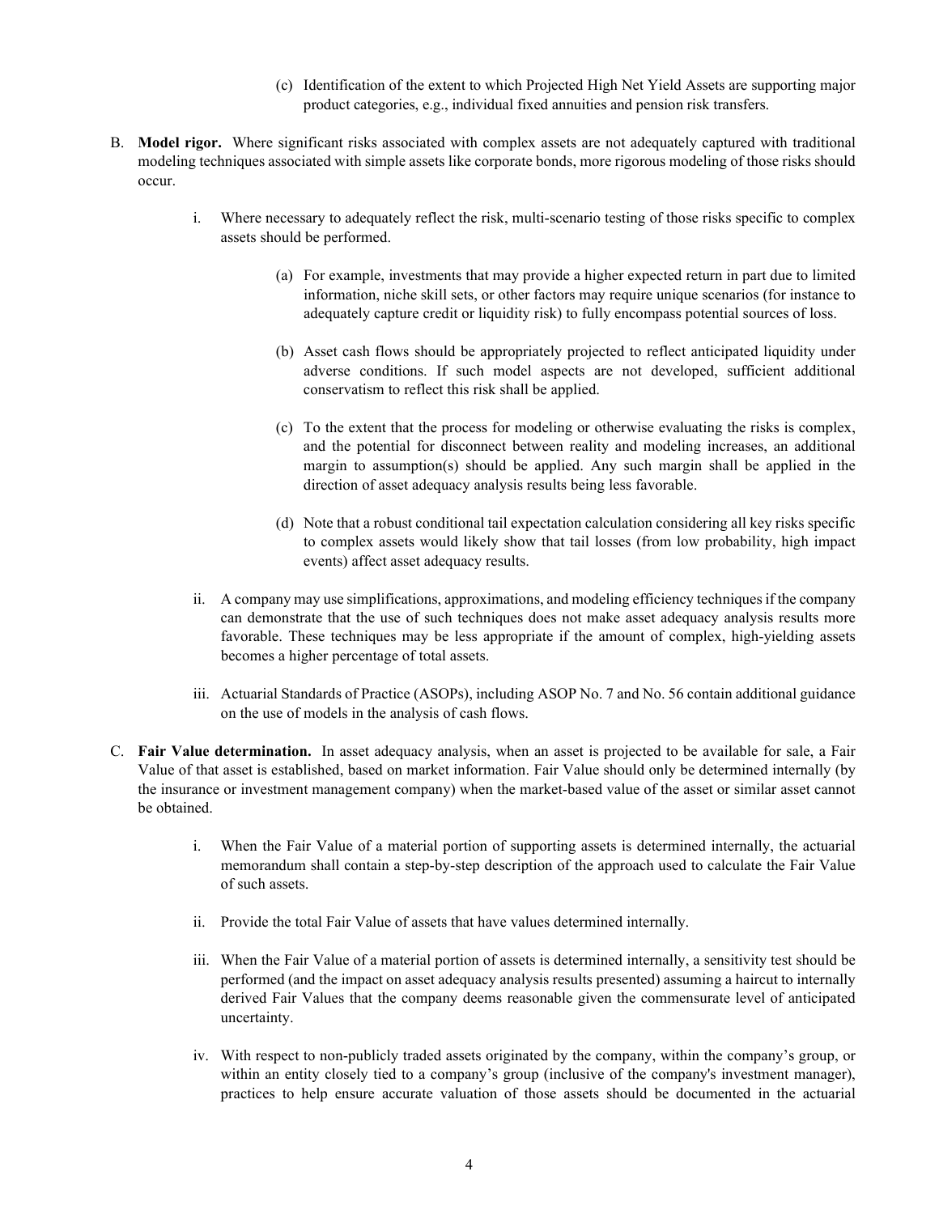(c) Identification of the extent to which Projected High Net Yield Assets are supporting major product categories, e.g., individual fixed annuities and pension risk transfers.

B. **Model rigor.** Where significant risks associated with complex assets are not adequately captured with traditional modeling techniques associated with simple assets like corporate bonds, more rigorous modeling of those risks should occur.

   i. Where necessary to adequately reflect the risk, multi-scenario testing of those risks specific to complex assets should be performed.

      (a) For example, investments that may provide a higher expected return in part due to limited information, niche skill sets, or other factors may require unique scenarios (for instance to adequately capture credit or liquidity risk) to fully encompass potential sources of loss.

      (b) Asset cash flows should be appropriately projected to reflect anticipated liquidity under adverse conditions. If such model aspects are not developed, sufficient additional conservatism to reflect this risk shall be applied.

      (c) To the extent that the process for modeling or otherwise evaluating the risks is complex, and the potential for disconnect between reality and modeling increases, an additional margin to assumption(s) should be applied. Any such margin shall be applied in the direction of asset adequacy analysis results being less favorable.

      (d) Note that a robust conditional tail expectation calculation considering all key risks specific to complex assets would likely show that tail losses (from low probability, high impact events) affect asset adequacy results.

   ii. A company may use simplifications, approximations, and modeling efficiency techniques if the company can demonstrate that the use of such techniques does not make asset adequacy analysis results more favorable. These techniques may be less appropriate if the amount of complex, high-yielding assets becomes a higher percentage of total assets.

   iii. Actuarial Standards of Practice (ASOPs), including ASOP No. 7 and No. 56 contain additional guidance on the use of models in the analysis of cash flows.

C. **Fair Value determination.** In asset adequacy analysis, when an asset is projected to be available for sale, a Fair Value of that asset is established, based on market information. Fair Value should only be determined internally (by the insurance or investment management company) when the market-based value of the asset or similar asset cannot be obtained.

   i. When the Fair Value of a material portion of supporting assets is determined internally, the actuarial memorandum shall contain a step-by-step description of the approach used to calculate the Fair Value of such assets.

   ii. Provide the total Fair Value of assets that have values determined internally.

   iii. When the Fair Value of a material portion of assets is determined internally, a sensitivity test should be performed (and the impact on asset adequacy analysis results presented) assuming a haircut to internally derived Fair Values that the company deems reasonable given the commensurate level of anticipated uncertainty.

   iv. With respect to non-publicly traded assets originated by the company, within the company's group, or within an entity closely tied to a company's group (inclusive of the company's investment manager), practices to help ensure accurate valuation of those assets should be documented in the actuarial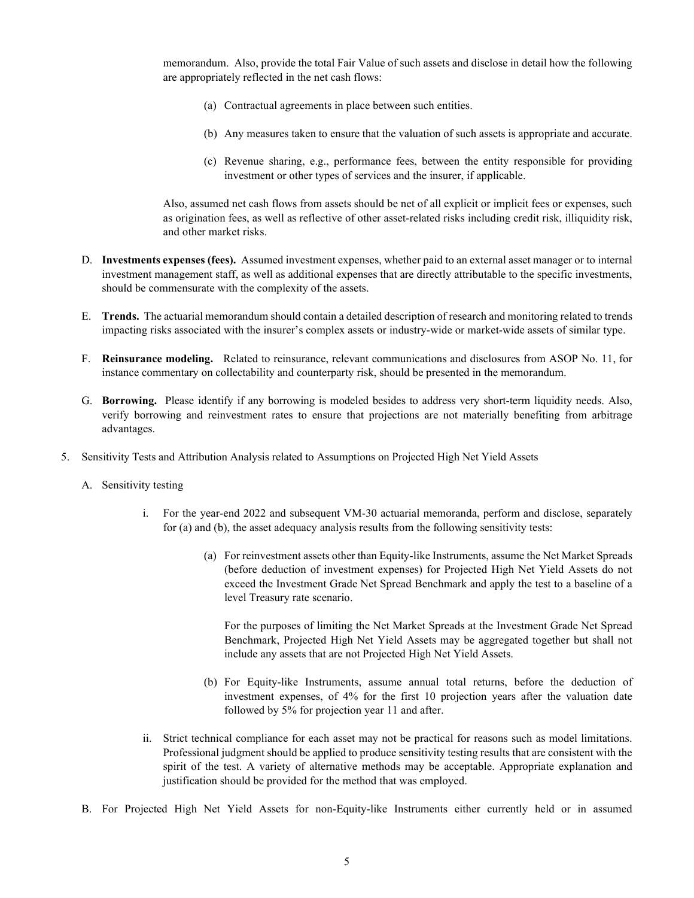memorandum. Also, provide the total Fair Value of such assets and disclose in detail how the following are appropriately reflected in the net cash flows:

(a) Contractual agreements in place between such entities.

(b) Any measures taken to ensure that the valuation of such assets is appropriate and accurate.

(c) Revenue sharing, e.g., performance fees, between the entity responsible for providing investment or other types of services and the insurer, if applicable.

Also, assumed net cash flows from assets should be net of all explicit or implicit fees or expenses, such as origination fees, as well as reflective of other asset-related risks including credit risk, illiquidity risk, and other market risks.

D. **Investments expenses (fees).** Assumed investment expenses, whether paid to an external asset manager or to internal investment management staff, as well as additional expenses that are directly attributable to the specific investments, should be commensurate with the complexity of the assets.

E. **Trends.** The actuarial memorandum should contain a detailed description of research and monitoring related to trends impacting risks associated with the insurer's complex assets or industry-wide or market-wide assets of similar type.

F. **Reinsurance modeling.** Related to reinsurance, relevant communications and disclosures from ASOP No. 11, for instance commentary on collectability and counterparty risk, should be presented in the memorandum.

G. **Borrowing.** Please identify if any borrowing is modeled besides to address very short-term liquidity needs. Also, verify borrowing and reinvestment rates to ensure that projections are not materially benefiting from arbitrage advantages.

5. Sensitivity Tests and Attribution Analysis related to Assumptions on Projected High Net Yield Assets

A. Sensitivity testing

i. For the year-end 2022 and subsequent VM-30 actuarial memoranda, perform and disclose, separately for (a) and (b), the asset adequacy analysis results from the following sensitivity tests:

(a) For reinvestment assets other than Equity-like Instruments, assume the Net Market Spreads (before deduction of investment expenses) for Projected High Net Yield Assets do not exceed the Investment Grade Net Spread Benchmark and apply the test to a baseline of a level Treasury rate scenario.

For the purposes of limiting the Net Market Spreads at the Investment Grade Net Spread Benchmark, Projected High Net Yield Assets may be aggregated together but shall not include any assets that are not Projected High Net Yield Assets.

(b) For Equity-like Instruments, assume annual total returns, before the deduction of investment expenses, of 4% for the first 10 projection years after the valuation date followed by 5% for projection year 11 and after.

ii. Strict technical compliance for each asset may not be practical for reasons such as model limitations. Professional judgment should be applied to produce sensitivity testing results that are consistent with the spirit of the test. A variety of alternative methods may be acceptable. Appropriate explanation and justification should be provided for the method that was employed.

B. For Projected High Net Yield Assets for non-Equity-like Instruments either currently held or in assumed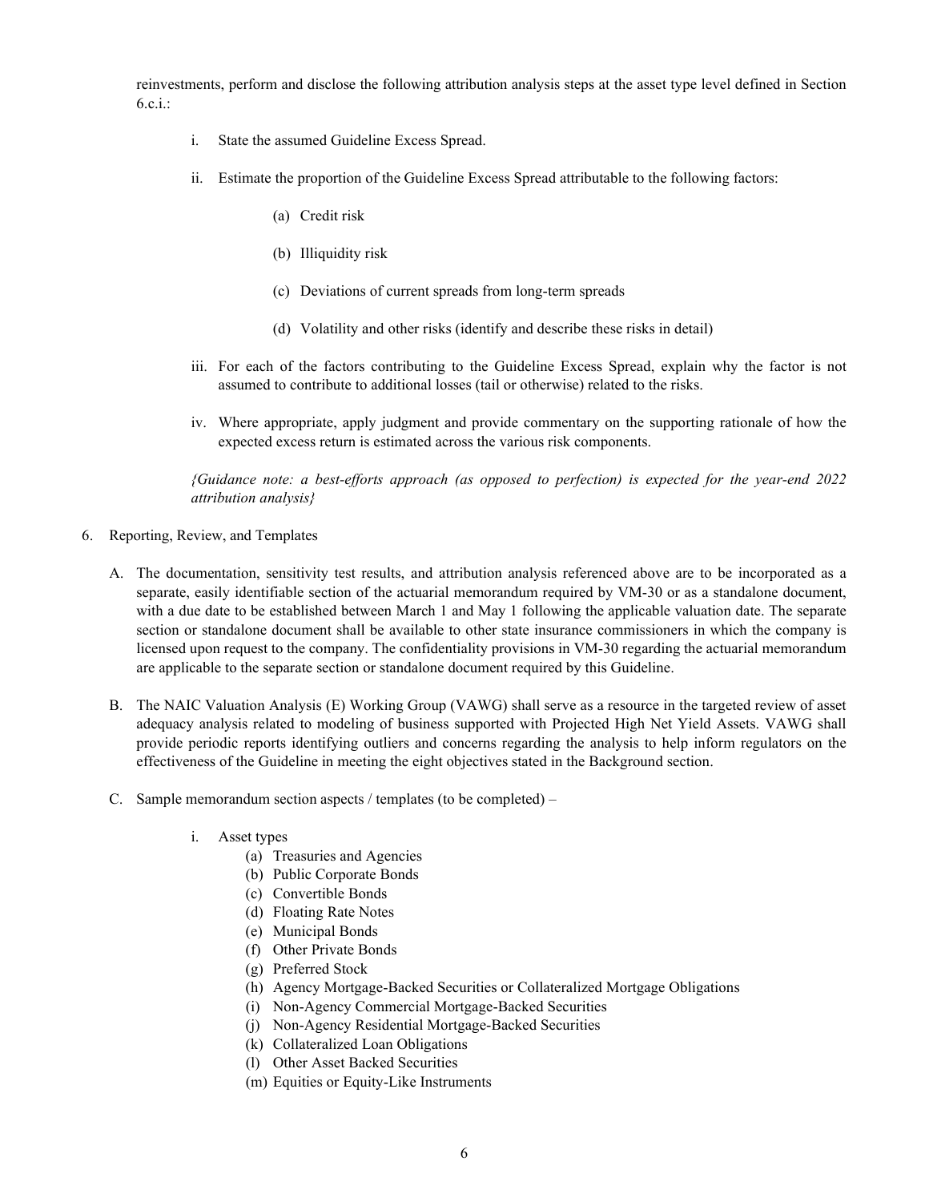reinvestments, perform and disclose the following attribution analysis steps at the asset type level defined in Section 6.c.i.:

i. State the assumed Guideline Excess Spread.

ii. Estimate the proportion of the Guideline Excess Spread attributable to the following factors:

   (a) Credit risk

   (b) Illiquidity risk

   (c) Deviations of current spreads from long-term spreads

   (d) Volatility and other risks (identify and describe these risks in detail)

iii. For each of the factors contributing to the Guideline Excess Spread, explain why the factor is not assumed to contribute to additional losses (tail or otherwise) related to the risks.

iv. Where appropriate, apply judgment and provide commentary on the supporting rationale of how the expected excess return is estimated across the various risk components.

*{Guidance note: a best-efforts approach (as opposed to perfection) is expected for the year-end 2022 attribution analysis}*

6. Reporting, Review, and Templates

   A. The documentation, sensitivity test results, and attribution analysis referenced above are to be incorporated as a separate, easily identifiable section of the actuarial memorandum required by VM-30 or as a standalone document, with a due date to be established between March 1 and May 1 following the applicable valuation date. The separate section or standalone document shall be available to other state insurance commissioners in which the company is licensed upon request to the company. The confidentiality provisions in VM-30 regarding the actuarial memorandum are applicable to the separate section or standalone document required by this Guideline.

   B. The NAIC Valuation Analysis (E) Working Group (VAWG) shall serve as a resource in the targeted review of asset adequacy analysis related to modeling of business supported with Projected High Net Yield Assets. VAWG shall provide periodic reports identifying outliers and concerns regarding the analysis to help inform regulators on the effectiveness of the Guideline in meeting the eight objectives stated in the Background section.

   C. Sample memorandum section aspects / templates (to be completed) –

      i. Asset types
         (a) Treasuries and Agencies
         (b) Public Corporate Bonds
         (c) Convertible Bonds
         (d) Floating Rate Notes
         (e) Municipal Bonds
         (f) Other Private Bonds
         (g) Preferred Stock
         (h) Agency Mortgage-Backed Securities or Collateralized Mortgage Obligations
         (i) Non-Agency Commercial Mortgage-Backed Securities
         (j) Non-Agency Residential Mortgage-Backed Securities
         (k) Collateralized Loan Obligations
         (l) Other Asset Backed Securities
         (m) Equities or Equity-Like Instruments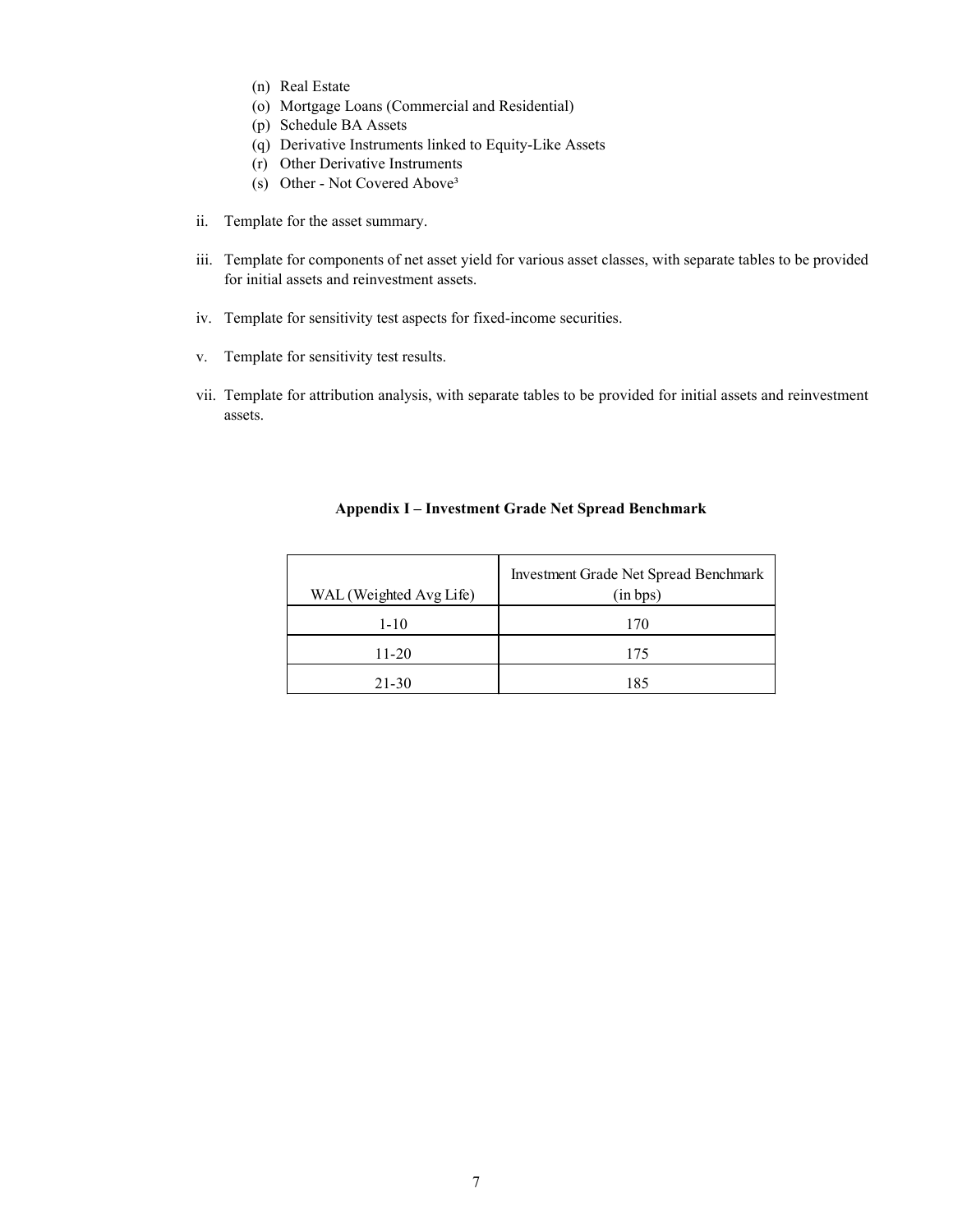(n) Real Estate
(o) Mortgage Loans (Commercial and Residential)
(p) Schedule BA Assets
(q) Derivative Instruments linked to Equity-Like Assets
(r) Other Derivative Instruments
(s) Other - Not Covered Above[3]

ii. Template for the asset summary.

iii. Template for components of net asset yield for various asset classes, with separate tables to be provided for initial assets and reinvestment assets.

iv. Template for sensitivity test aspects for fixed-income securities.

v. Template for sensitivity test results.

vii. Template for attribution analysis, with separate tables to be provided for initial assets and reinvestment assets.

**Appendix I – Investment Grade Net Spread Benchmark**

| WAL (Weighted Avg Life) | Investment Grade Net Spread Benchmark (in bps) |
|---|---|
| 1-10 | 170 |
| 11-20 | 175 |
| 21-30 | 185 |